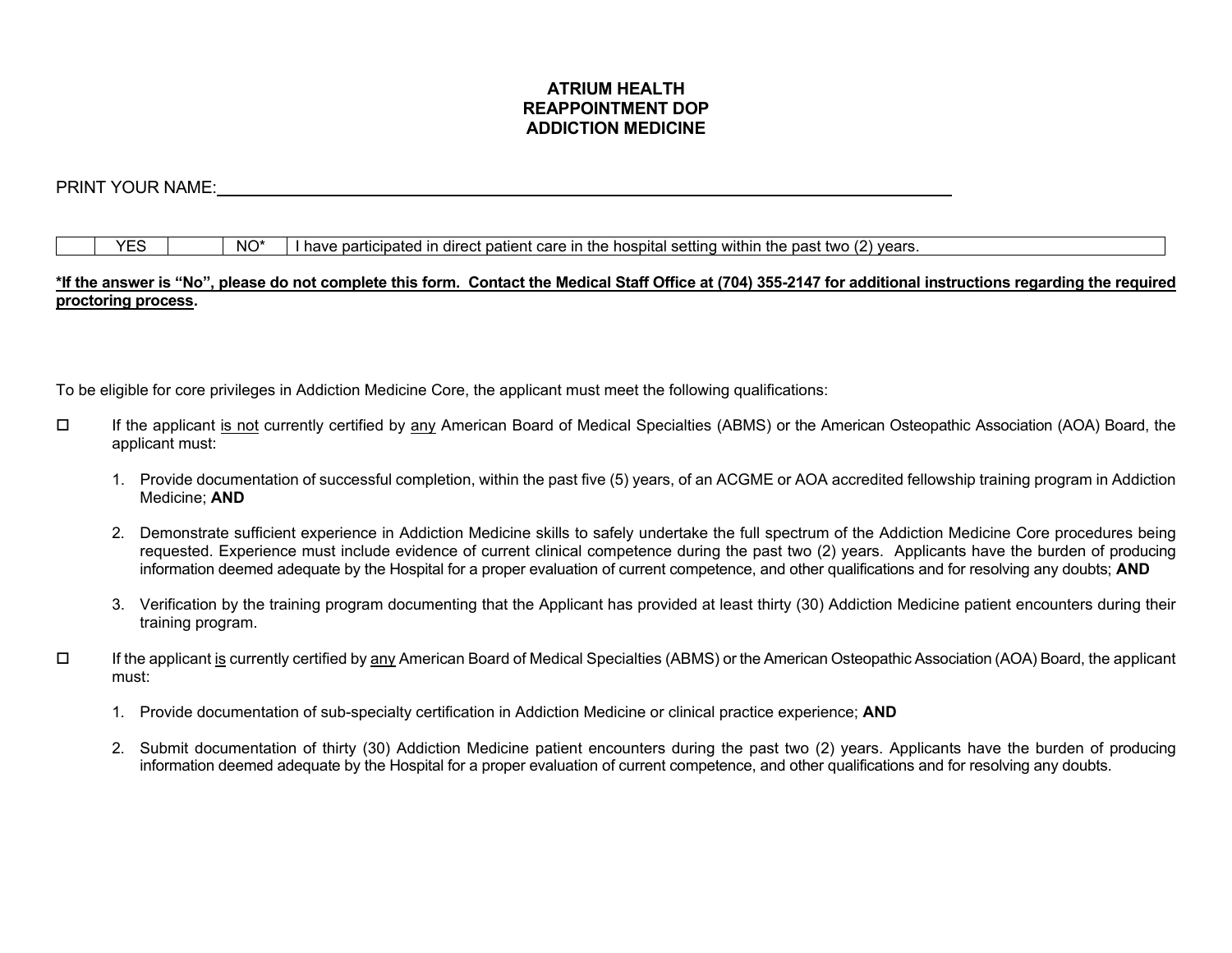# ATRIUM HEALTH
# REAPPOINTMENT DOP
# ADDICTION MEDICINE

PRINT YOUR NAME:\_\_\_\_\_\_\_\_\_\_\_\_\_\_\_\_\_\_\_\_\_\_\_\_\_\_\_\_\_\_\_\_\_\_\_\_\_\_\_\_\_\_\_\_\_\_\_\_\_\_\_\_\_\_\_\_

| | YES | | NO* | I have participated in direct patient care in the hospital setting within the past two (2) years. |
|---|---|---|---|---|

***If the answer is "No", please do not complete this form. Contact the Medical Staff Office at (704) 355-2147 for additional instructions regarding the required proctoring process.***

To be eligible for core privileges in Addiction Medicine Core, the applicant must meet the following qualifications:

☐ If the applicant is not currently certified by any American Board of Medical Specialties (ABMS) or the American Osteopathic Association (AOA) Board, the applicant must:

1. Provide documentation of successful completion, within the past five (5) years, of an ACGME or AOA accredited fellowship training program in Addiction Medicine; **AND**

2. Demonstrate sufficient experience in Addiction Medicine skills to safely undertake the full spectrum of the Addiction Medicine Core procedures being requested. Experience must include evidence of current clinical competence during the past two (2) years. Applicants have the burden of producing information deemed adequate by the Hospital for a proper evaluation of current competence, and other qualifications and for resolving any doubts; **AND**

3. Verification by the training program documenting that the Applicant has provided at least thirty (30) Addiction Medicine patient encounters during their training program.

☐ If the applicant is currently certified by any American Board of Medical Specialties (ABMS) or the American Osteopathic Association (AOA) Board, the applicant must:

1. Provide documentation of sub-specialty certification in Addiction Medicine or clinical practice experience; **AND**

2. Submit documentation of thirty (30) Addiction Medicine patient encounters during the past two (2) years. Applicants have the burden of producing information deemed adequate by the Hospital for a proper evaluation of current competence, and other qualifications and for resolving any doubts.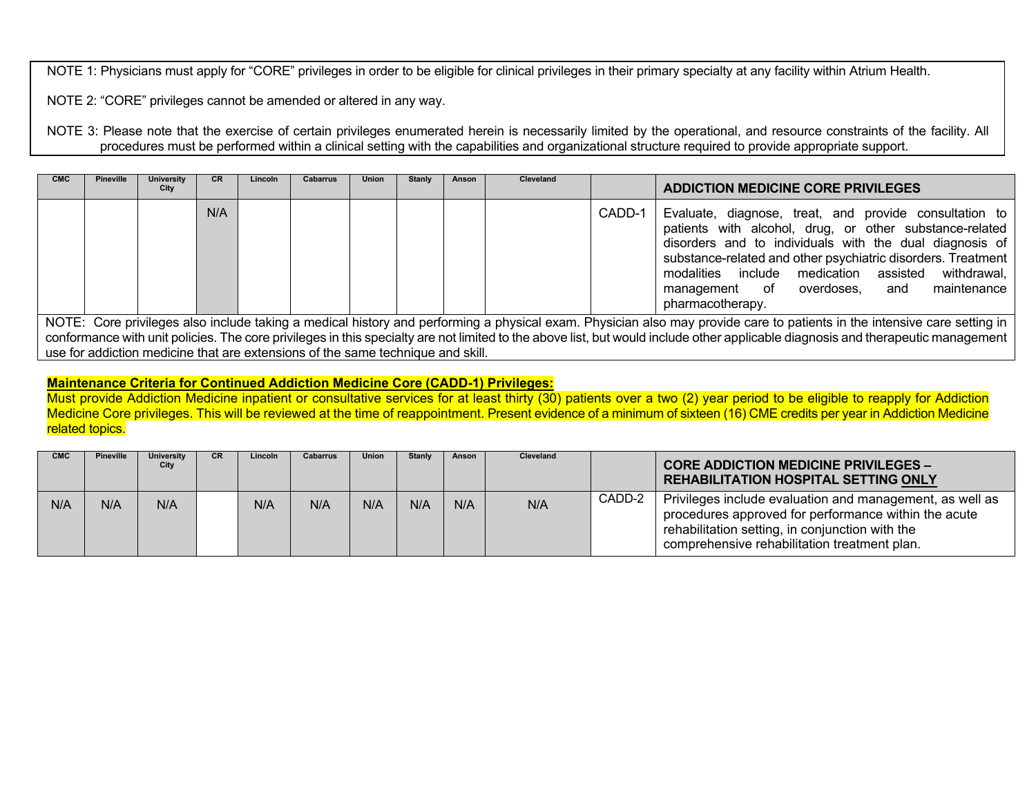NOTE 1: Physicians must apply for "CORE" privileges in order to be eligible for clinical privileges in their primary specialty at any facility within Atrium Health.

NOTE 2: "CORE" privileges cannot be amended or altered in any way.

NOTE 3: Please note that the exercise of certain privileges enumerated herein is necessarily limited by the operational, and resource constraints of the facility. All procedures must be performed within a clinical setting with the capabilities and organizational structure required to provide appropriate support.

| CMC | Pineville | University City | CR | Lincoln | Cabarrus | Union | Stanly | Anson | Cleveland | | **ADDICTION MEDICINE CORE PRIVILEGES** |
|---|---|---|---|---|---|---|---|---|---|---|---|
| | | | N/A | | | | | | | CADD-1 | Evaluate, diagnose, treat, and provide consultation to patients with alcohol, drug, or other substance-related disorders and to individuals with the dual diagnosis of substance-related and other psychiatric disorders. Treatment modalities include medication assisted withdrawal, management of overdoses, and maintenance pharmacotherapy. |

NOTE: Core privileges also include taking a medical history and performing a physical exam. Physician also may provide care to patients in the intensive care setting in conformance with unit policies. The core privileges in this specialty are not limited to the above list, but would include other applicable diagnosis and therapeutic management use for addiction medicine that are extensions of the same technique and skill.

**Maintenance Criteria for Continued Addiction Medicine Core (CADD-1) Privileges:**

Must provide Addiction Medicine inpatient or consultative services for at least thirty (30) patients over a two (2) year period to be eligible to reapply for Addiction Medicine Core privileges. This will be reviewed at the time of reappointment. Present evidence of a minimum of sixteen (16) CME credits per year in Addiction Medicine related topics.

| CMC | Pineville | University City | CR | Lincoln | Cabarrus | Union | Stanly | Anson | Cleveland | | **CORE ADDICTION MEDICINE PRIVILEGES – REHABILITATION HOSPITAL SETTING ONLY** |
|---|---|---|---|---|---|---|---|---|---|---|---|
| N/A | N/A | N/A | | N/A | N/A | N/A | N/A | N/A | N/A | CADD-2 | Privileges include evaluation and management, as well as procedures approved for performance within the acute rehabilitation setting, in conjunction with the comprehensive rehabilitation treatment plan. |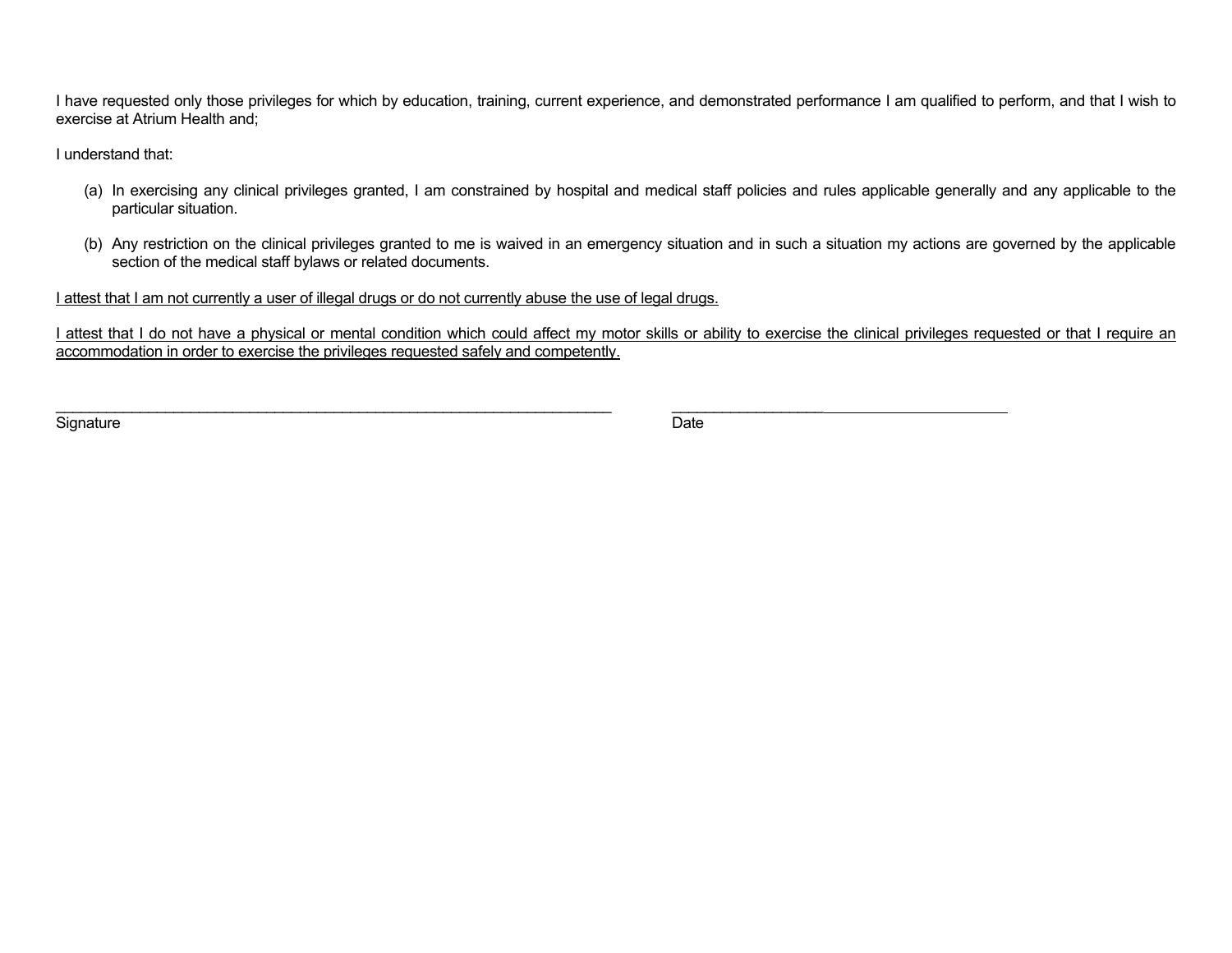I have requested only those privileges for which by education, training, current experience, and demonstrated performance I am qualified to perform, and that I wish to exercise at Atrium Health and;

I understand that:

(a) In exercising any clinical privileges granted, I am constrained by hospital and medical staff policies and rules applicable generally and any applicable to the particular situation.

(b) Any restriction on the clinical privileges granted to me is waived in an emergency situation and in such a situation my actions are governed by the applicable section of the medical staff bylaws or related documents.

<u>I attest that I am not currently a user of illegal drugs or do not currently abuse the use of legal drugs.</u>

<u>I attest that I do not have a physical or mental condition which could affect my motor skills or ability to exercise the clinical privileges requested or that I require an accommodation in order to exercise the privileges requested safely and competently.</u>

________________________________________ ________________________________________

Signature Date